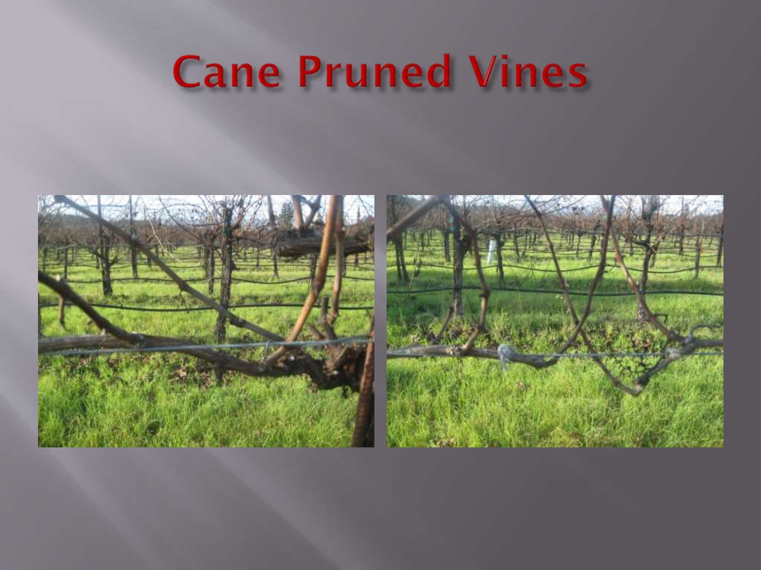# Cane Pruned Vines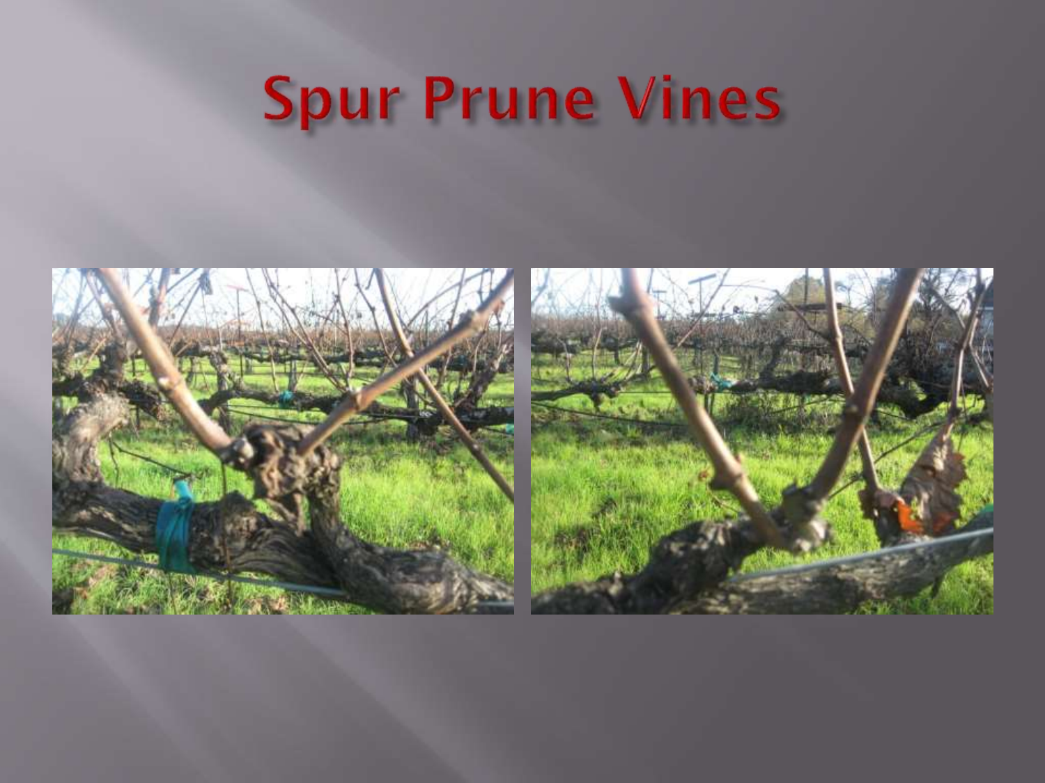# Spur Prune Vines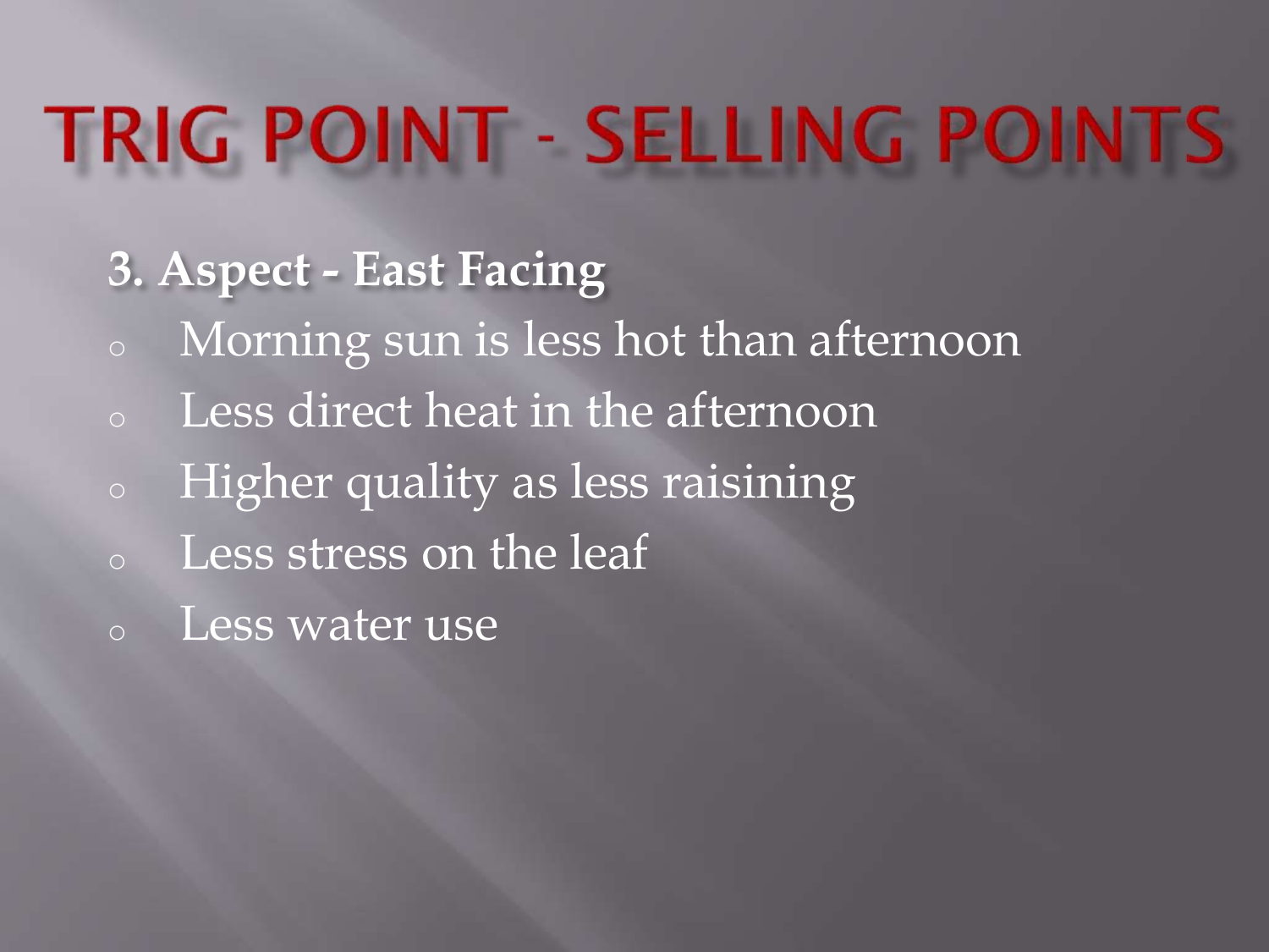# TRIG POINT - SELLING POINTS

**3. Aspect - East Facing**

- Morning sun is less hot than afternoon
- Less direct heat in the afternoon
- Higher quality as less raisining
- Less stress on the leaf
- Less water use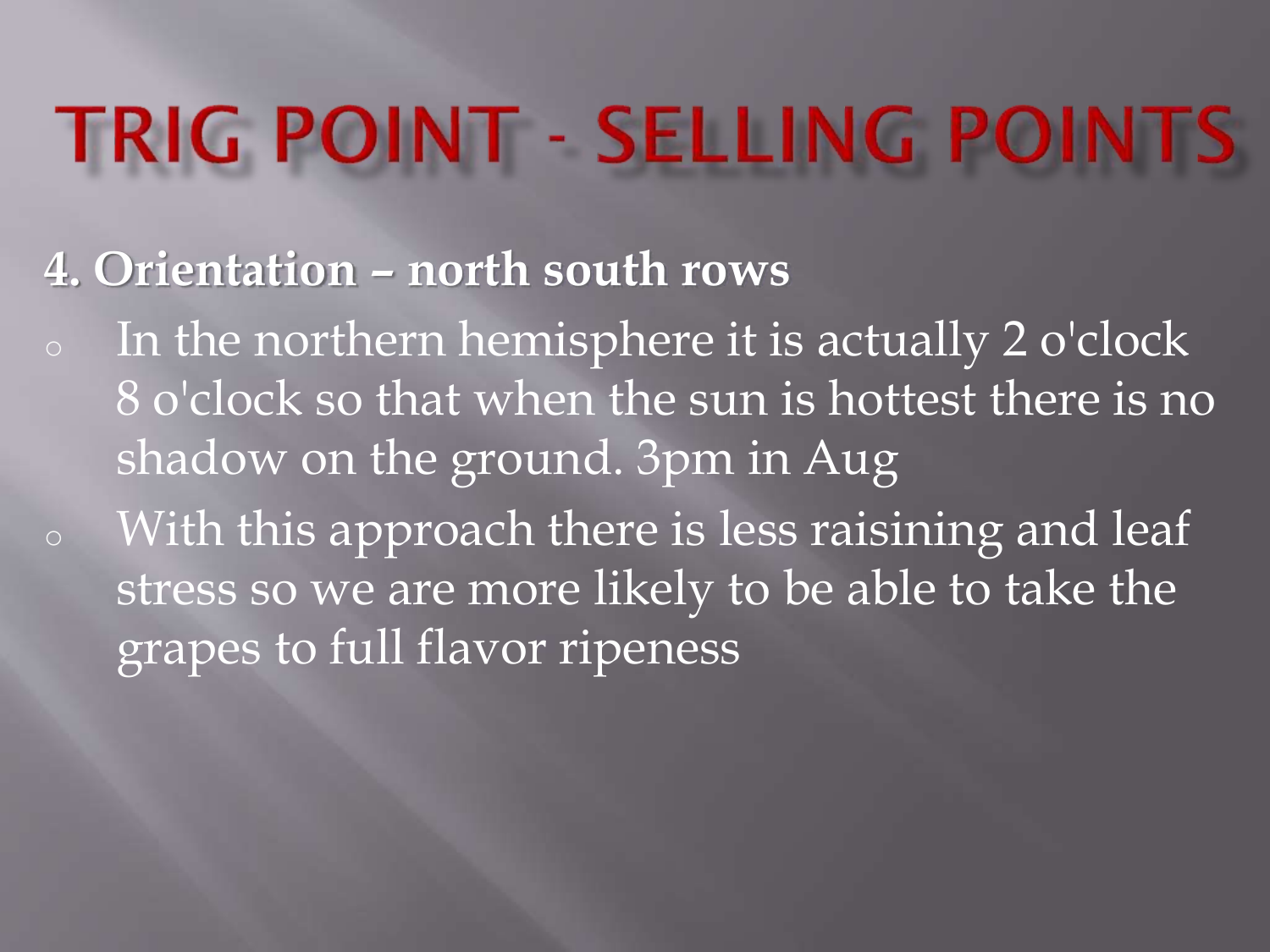# TRIG POINT - SELLING POINTS

**4. Orientation – north south rows**

- In the northern hemisphere it is actually 2 o'clock 8 o'clock so that when the sun is hottest there is no shadow on the ground. 3pm in Aug
- With this approach there is less raisining and leaf stress so we are more likely to be able to take the grapes to full flavor ripeness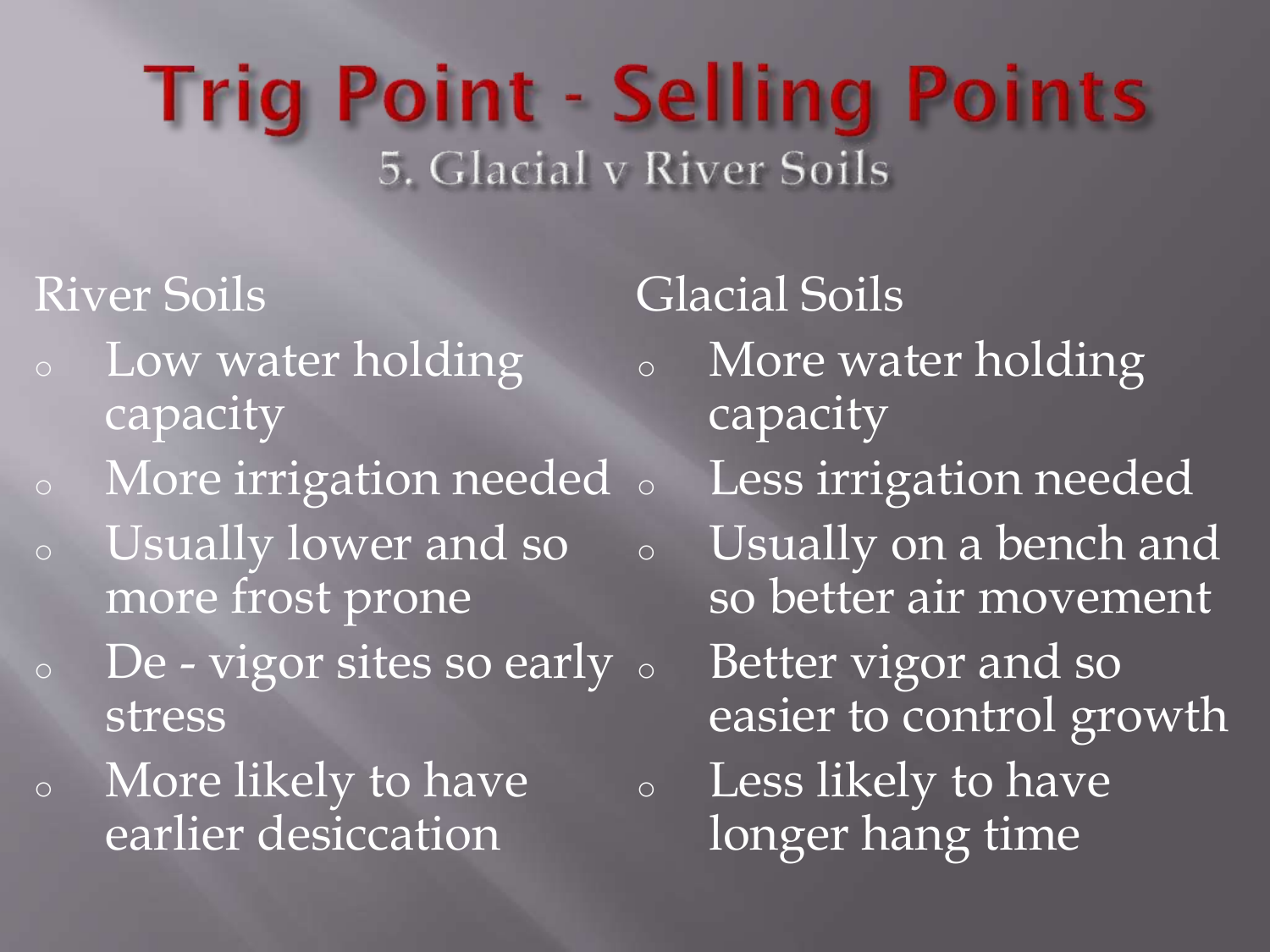# Trig Point - Selling Points

## 5. Glacial v River Soils

### River Soils

- Low water holding capacity
- More irrigation needed
- Usually lower and so more frost prone
- De - vigor sites so early stress
- More likely to have earlier desiccation

### Glacial Soils

- More water holding capacity
- Less irrigation needed
- Usually on a bench and so better air movement
- Better vigor and so easier to control growth
- Less likely to have longer hang time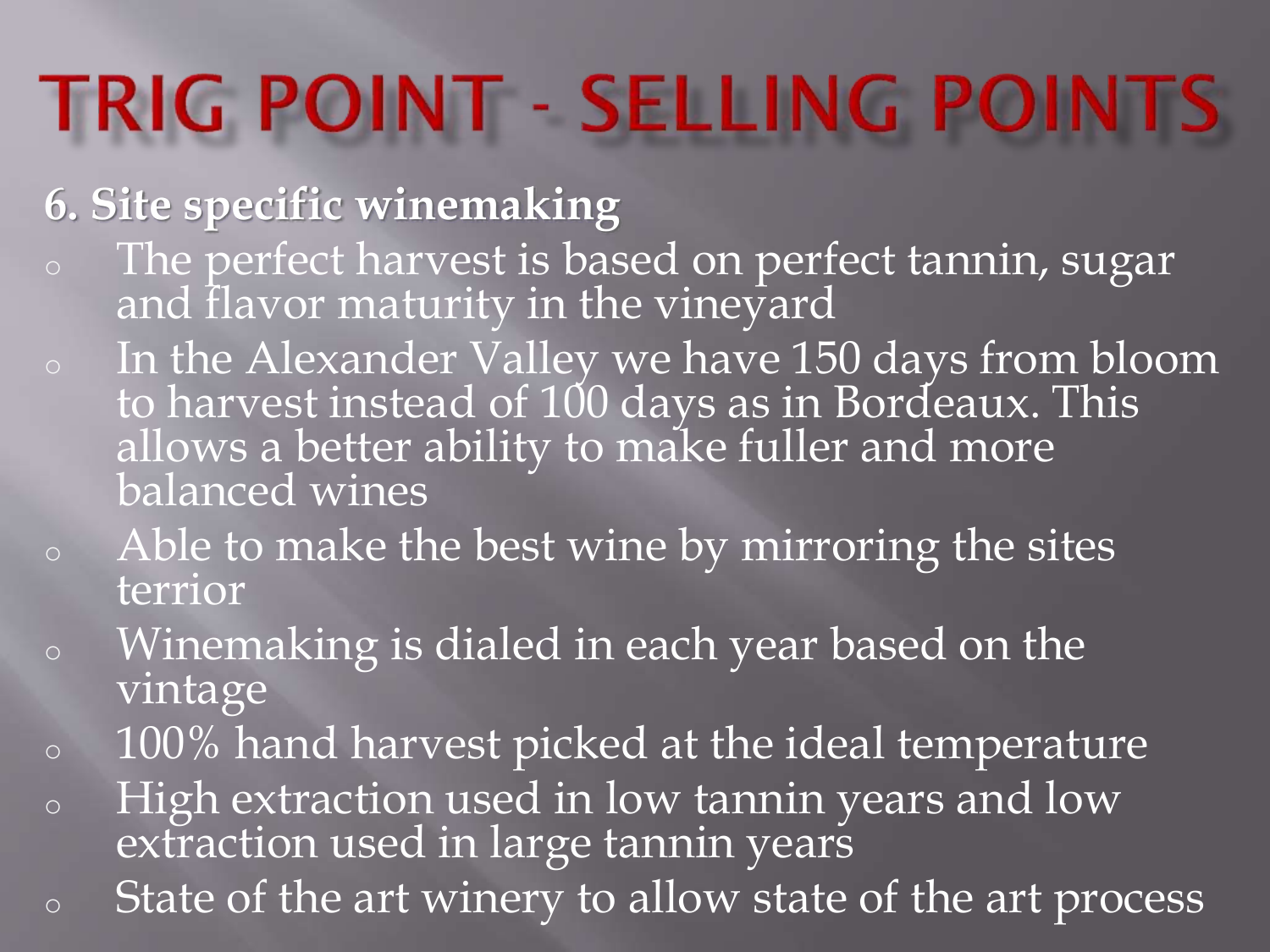# TRIG POINT - SELLING POINTS

**6. Site specific winemaking**

- The perfect harvest is based on perfect tannin, sugar and flavor maturity in the vineyard
- In the Alexander Valley we have 150 days from bloom to harvest instead of 100 days as in Bordeaux. This allows a better ability to make fuller and more balanced wines
- Able to make the best wine by mirroring the sites terrior
- Winemaking is dialed in each year based on the vintage
- 100% hand harvest picked at the ideal temperature
- High extraction used in low tannin years and low extraction used in large tannin years
- State of the art winery to allow state of the art process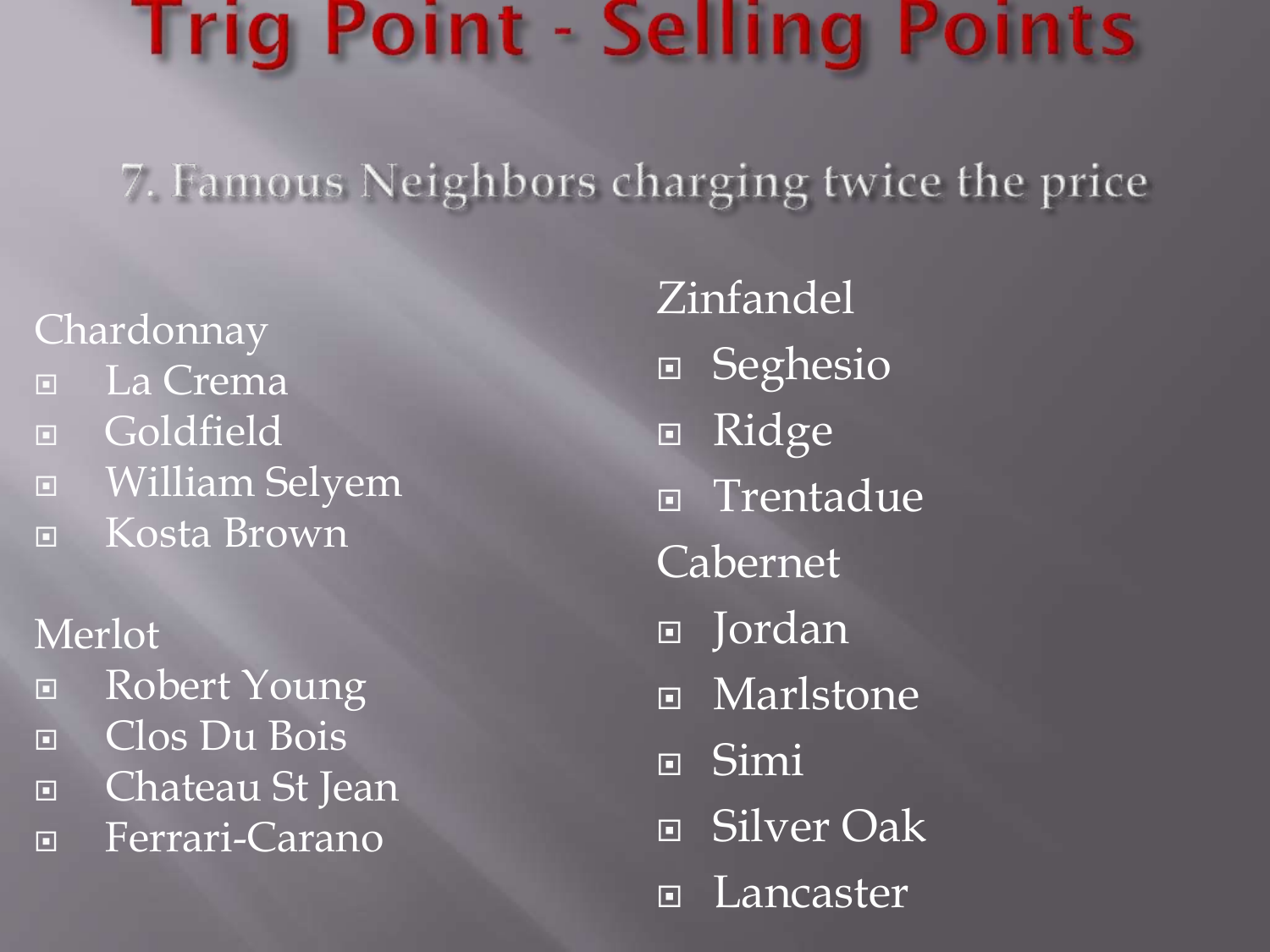# Trig Point - Selling Points

## 7. Famous Neighbors charging twice the price

Chardonnay

- La Crema
- Goldfield
- William Selyem
- Kosta Brown

Merlot

- Robert Young
- Clos Du Bois
- Chateau St Jean
- Ferrari-Carano

Zinfandel

- Seghesio
- Ridge
- Trentadue

Cabernet

- Jordan
- Marlstone
- Simi
- Silver Oak
- Lancaster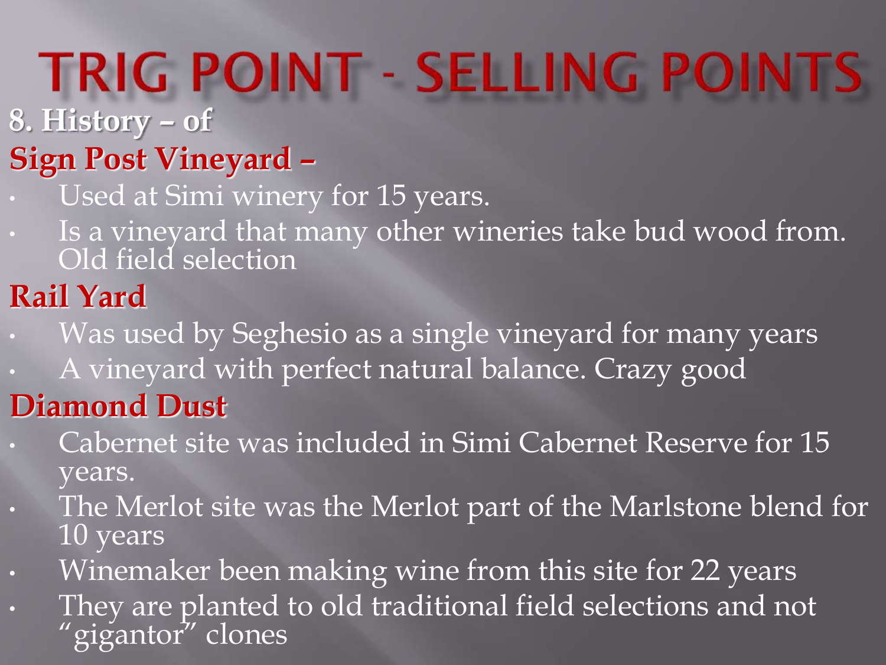# TRIG POINT - SELLING POINTS

**8. History – of**

**Sign Post Vineyard –**

- Used at Simi winery for 15 years.
- Is a vineyard that many other wineries take bud wood from. Old field selection

**Rail Yard**

- Was used by Seghesio as a single vineyard for many years
- A vineyard with perfect natural balance. Crazy good

**Diamond Dust**

- Cabernet site was included in Simi Cabernet Reserve for 15 years.
- The Merlot site was the Merlot part of the Marlstone blend for 10 years
- Winemaker been making wine from this site for 22 years
- They are planted to old traditional field selections and not “gigantor” clones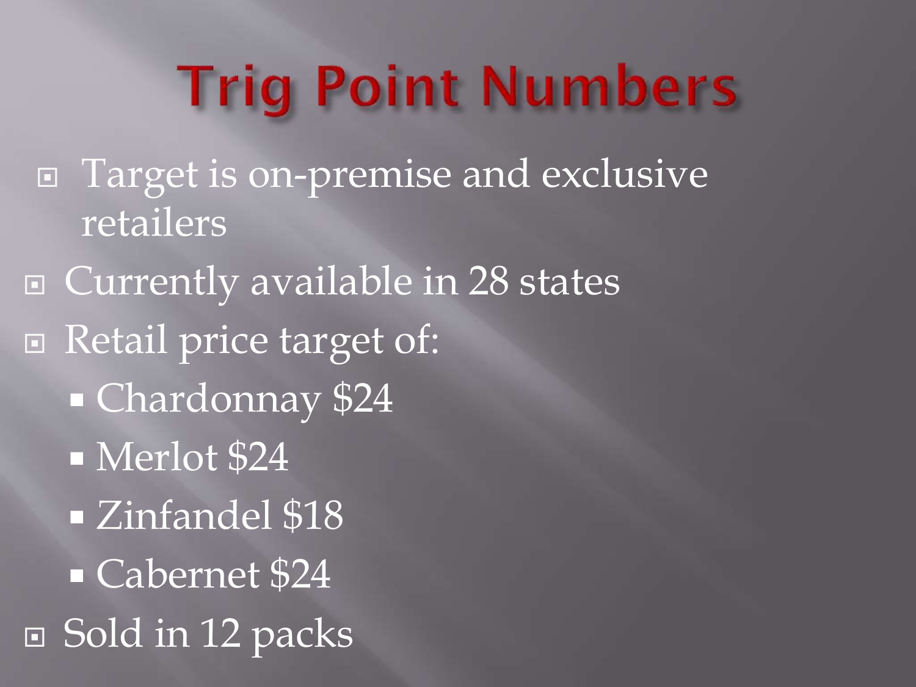# Trig Point Numbers

- Target is on-premise and exclusive retailers
- Currently available in 28 states
- Retail price target of:
  - Chardonnay $24
  - Merlot $24
  - Zinfandel $18
  - Cabernet $24
- Sold in 12 packs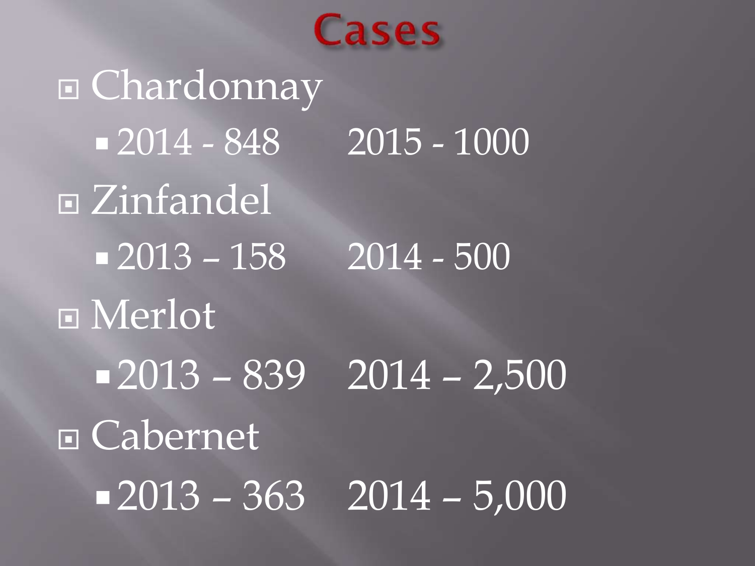# Cases

- Chardonnay
  - 2014 - 848 2015 - 1000
- Zinfandel
  - 2013 – 158 2014 - 500
- Merlot
  - 2013 – 839 2014 – 2,500
- Cabernet
  - 2013 – 363 2014 – 5,000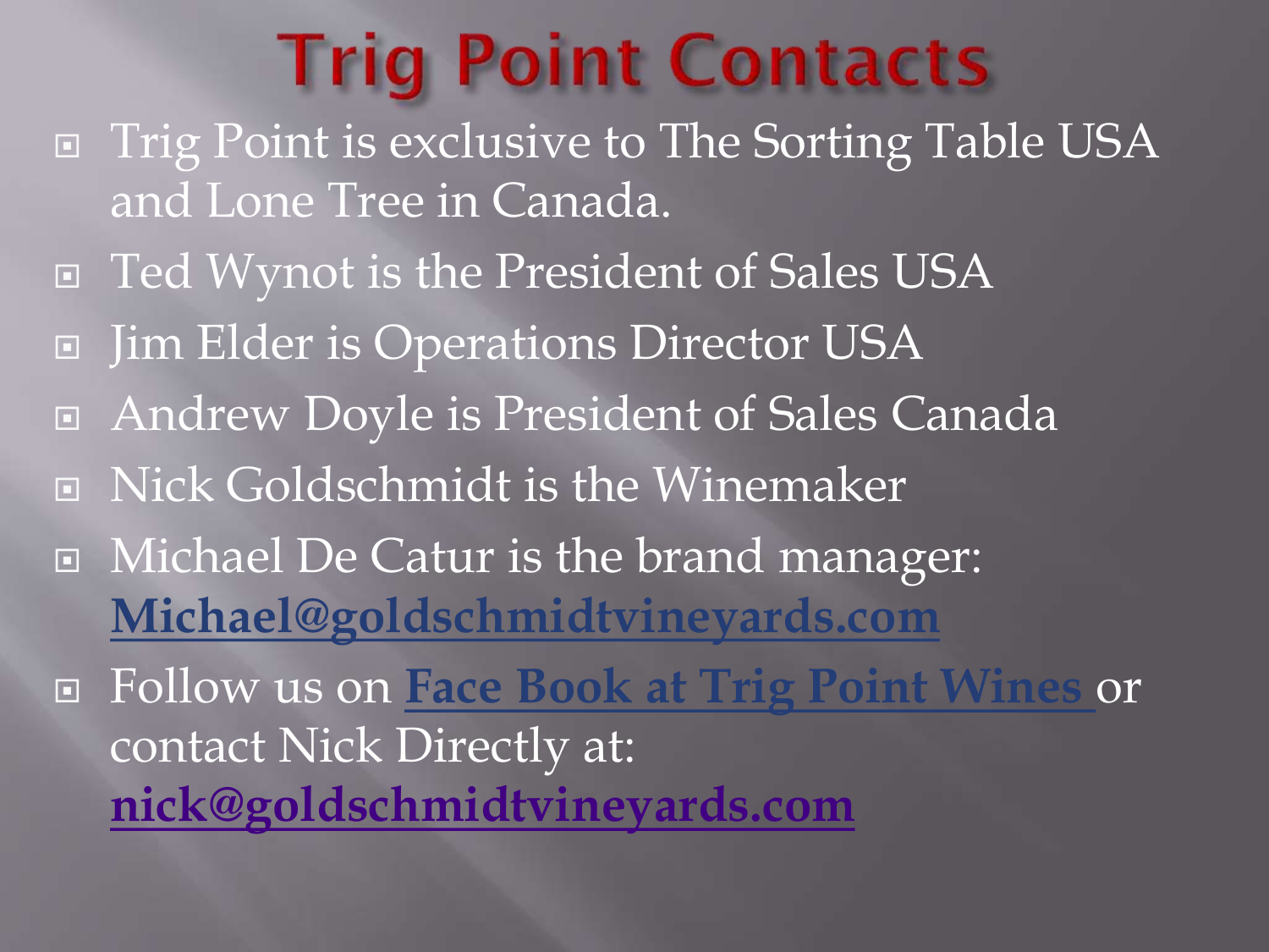# Trig Point Contacts

- Trig Point is exclusive to The Sorting Table USA and Lone Tree in Canada.
- Ted Wynot is the President of Sales USA
- Jim Elder is Operations Director USA
- Andrew Doyle is President of Sales Canada
- Nick Goldschmidt is the Winemaker
- Michael De Catur is the brand manager: **Michael@goldschmidtvineyards.com**
- Follow us on **Face Book at Trig Point Wines** or contact Nick Directly at: **nick@goldschmidtvineyards.com**